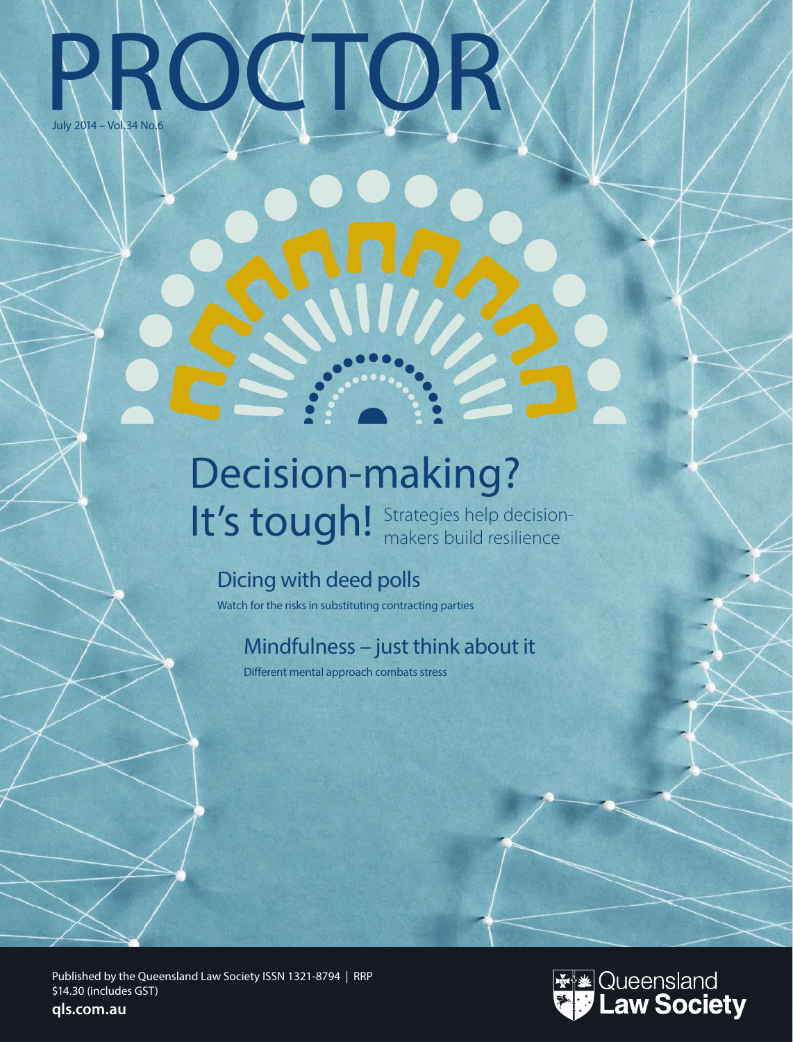# PROCTOR

July 2014 – Vol.34 No.6

## Decision-making? It's tough!

Strategies help decision-makers build resilience

### Dicing with deed polls

Watch for the risks in substituting contracting parties

### Mindfulness – just think about it

Different mental approach combats stress

Published by the Queensland Law Society ISSN 1321-8794 | RRP $14.30 (includes GST)

qls.com.au

Queensland Law Society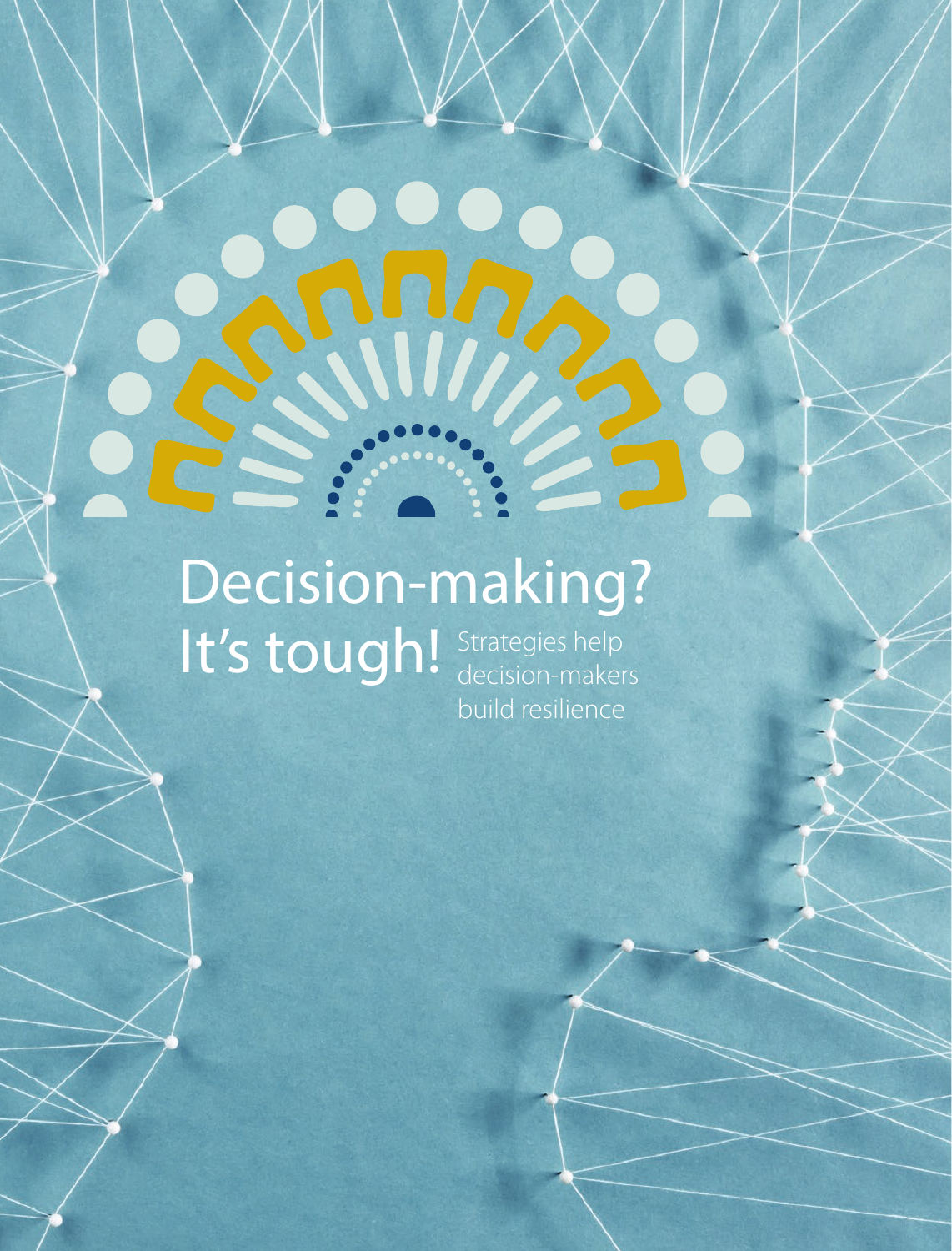# Decision-making? It's tough!

Strategies help decision-makers build resilience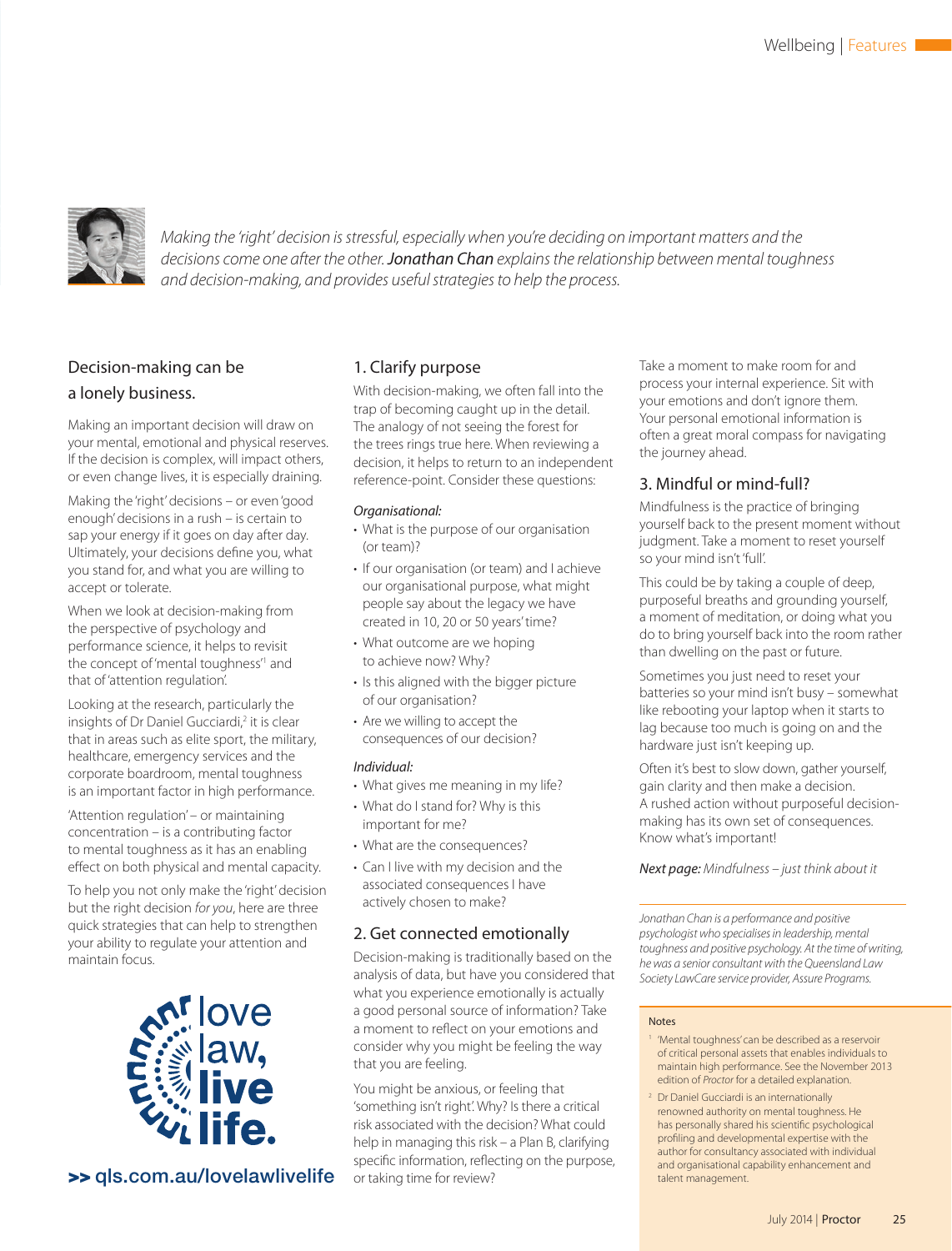*Making the 'right' decision is stressful, especially when you're deciding on important matters and the decisions come one after the other.* ***Jonathan Chan*** *explains the relationship between mental toughness and decision-making, and provides useful strategies to help the process.*

## Decision-making can be a lonely business.

Making an important decision will draw on your mental, emotional and physical reserves. If the decision is complex, will impact others, or even change lives, it is especially draining.

Making the 'right' decisions – or even 'good enough' decisions in a rush – is certain to sap your energy if it goes on day after day. Ultimately, your decisions define you, what you stand for, and what you are willing to accept or tolerate.

When we look at decision-making from the perspective of psychology and performance science, it helps to revisit the concept of 'mental toughness'[1] and that of 'attention regulation'.

Looking at the research, particularly the insights of Dr Daniel Gucciardi,[2] it is clear that in areas such as elite sport, the military, healthcare, emergency services and the corporate boardroom, mental toughness is an important factor in high performance.

'Attention regulation' – or maintaining concentration – is a contributing factor to mental toughness as it has an enabling effect on both physical and mental capacity.

To help you not only make the 'right' decision but the right decision *for you*, here are three quick strategies that can help to strengthen your ability to regulate your attention and maintain focus.

love law, live life.

>> qls.com.au/lovelawlivelife

### 1. Clarify purpose

With decision-making, we often fall into the trap of becoming caught up in the detail. The analogy of not seeing the forest for the trees rings true here. When reviewing a decision, it helps to return to an independent reference-point. Consider these questions:

*Organisational:*

- What is the purpose of our organisation (or team)?
- If our organisation (or team) and I achieve our organisational purpose, what might people say about the legacy we have created in 10, 20 or 50 years' time?
- What outcome are we hoping to achieve now? Why?
- Is this aligned with the bigger picture of our organisation?
- Are we willing to accept the consequences of our decision?

*Individual:*

- What gives me meaning in my life?
- What do I stand for? Why is this important for me?
- What are the consequences?
- Can I live with my decision and the associated consequences I have actively chosen to make?

### 2. Get connected emotionally

Decision-making is traditionally based on the analysis of data, but have you considered that what you experience emotionally is actually a good personal source of information? Take a moment to reflect on your emotions and consider why you might be feeling the way that you are feeling.

You might be anxious, or feeling that 'something isn't right'. Why? Is there a critical risk associated with the decision? What could help in managing this risk – a Plan B, clarifying specific information, reflecting on the purpose, or taking time for review?

Take a moment to make room for and process your internal experience. Sit with your emotions and don't ignore them. Your personal emotional information is often a great moral compass for navigating the journey ahead.

### 3. Mindful or mind-full?

Mindfulness is the practice of bringing yourself back to the present moment without judgment. Take a moment to reset yourself so your mind isn't 'full'.

This could be by taking a couple of deep, purposeful breaths and grounding yourself, a moment of meditation, or doing what you do to bring yourself back into the room rather than dwelling on the past or future.

Sometimes you just need to reset your batteries so your mind isn't busy – somewhat like rebooting your laptop when it starts to lag because too much is going on and the hardware just isn't keeping up.

Often it's best to slow down, gather yourself, gain clarity and then make a decision. A rushed action without purposeful decision-making has its own set of consequences. Know what's important!

***Next page:*** *Mindfulness – just think about it*

*Jonathan Chan is a performance and positive psychologist who specialises in leadership, mental toughness and positive psychology. At the time of writing, he was a senior consultant with the Queensland Law Society LawCare service provider, Assure Programs.*

#### Notes

[1] 'Mental toughness' can be described as a reservoir of critical personal assets that enables individuals to maintain high performance. See the November 2013 edition of *Proctor* for a detailed explanation.

[2] Dr Daniel Gucciardi is an internationally renowned authority on mental toughness. He has personally shared his scientific psychological profiling and developmental expertise with the author for consultancy associated with individual and organisational capability enhancement and talent management.